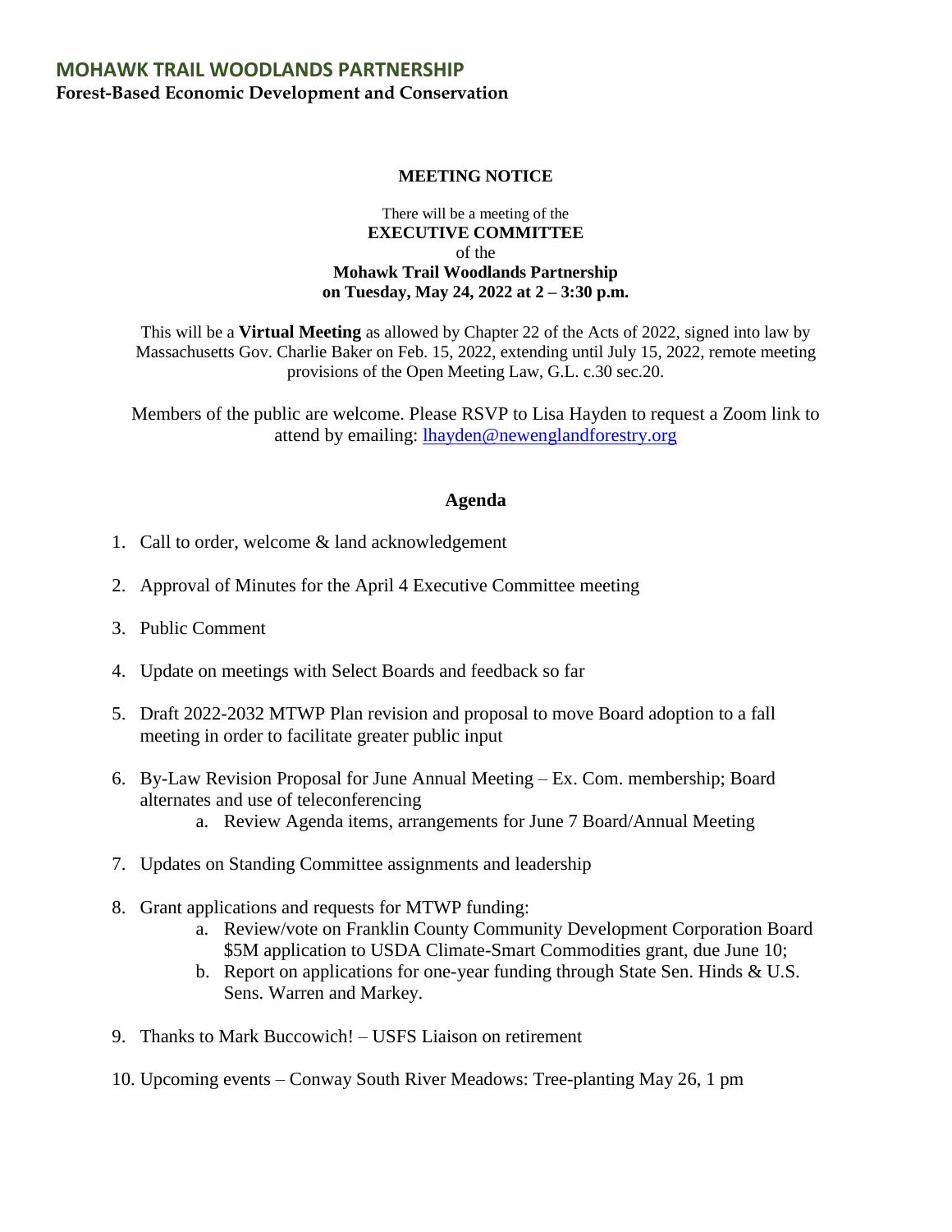# MOHAWK TRAIL WOODLANDS PARTNERSHIP

**Forest-Based Economic Development and Conservation**

**MEETING NOTICE**

There will be a meeting of the
**EXECUTIVE COMMITTEE**
of the
**Mohawk Trail Woodlands Partnership**
**on Tuesday, May 24, 2022 at 2 – 3:30 p.m.**

This will be a **Virtual Meeting** as allowed by Chapter 22 of the Acts of 2022, signed into law by Massachusetts Gov. Charlie Baker on Feb. 15, 2022, extending until July 15, 2022, remote meeting provisions of the Open Meeting Law, G.L. c.30 sec.20.

Members of the public are welcome. Please RSVP to Lisa Hayden to request a Zoom link to attend by emailing: lhayden@newenglandforestry.org

## Agenda

1. Call to order, welcome & land acknowledgement
2. Approval of Minutes for the April 4 Executive Committee meeting
3. Public Comment
4. Update on meetings with Select Boards and feedback so far
5. Draft 2022-2032 MTWP Plan revision and proposal to move Board adoption to a fall meeting in order to facilitate greater public input
6. By-Law Revision Proposal for June Annual Meeting – Ex. Com. membership; Board alternates and use of teleconferencing
   a. Review Agenda items, arrangements for June 7 Board/Annual Meeting
7. Updates on Standing Committee assignments and leadership
8. Grant applications and requests for MTWP funding:
   a. Review/vote on Franklin County Community Development Corporation Board $5M application to USDA Climate-Smart Commodities grant, due June 10;
   b. Report on applications for one-year funding through State Sen. Hinds & U.S. Sens. Warren and Markey.
9. Thanks to Mark Buccowich! – USFS Liaison on retirement
10. Upcoming events – Conway South River Meadows: Tree-planting May 26, 1 pm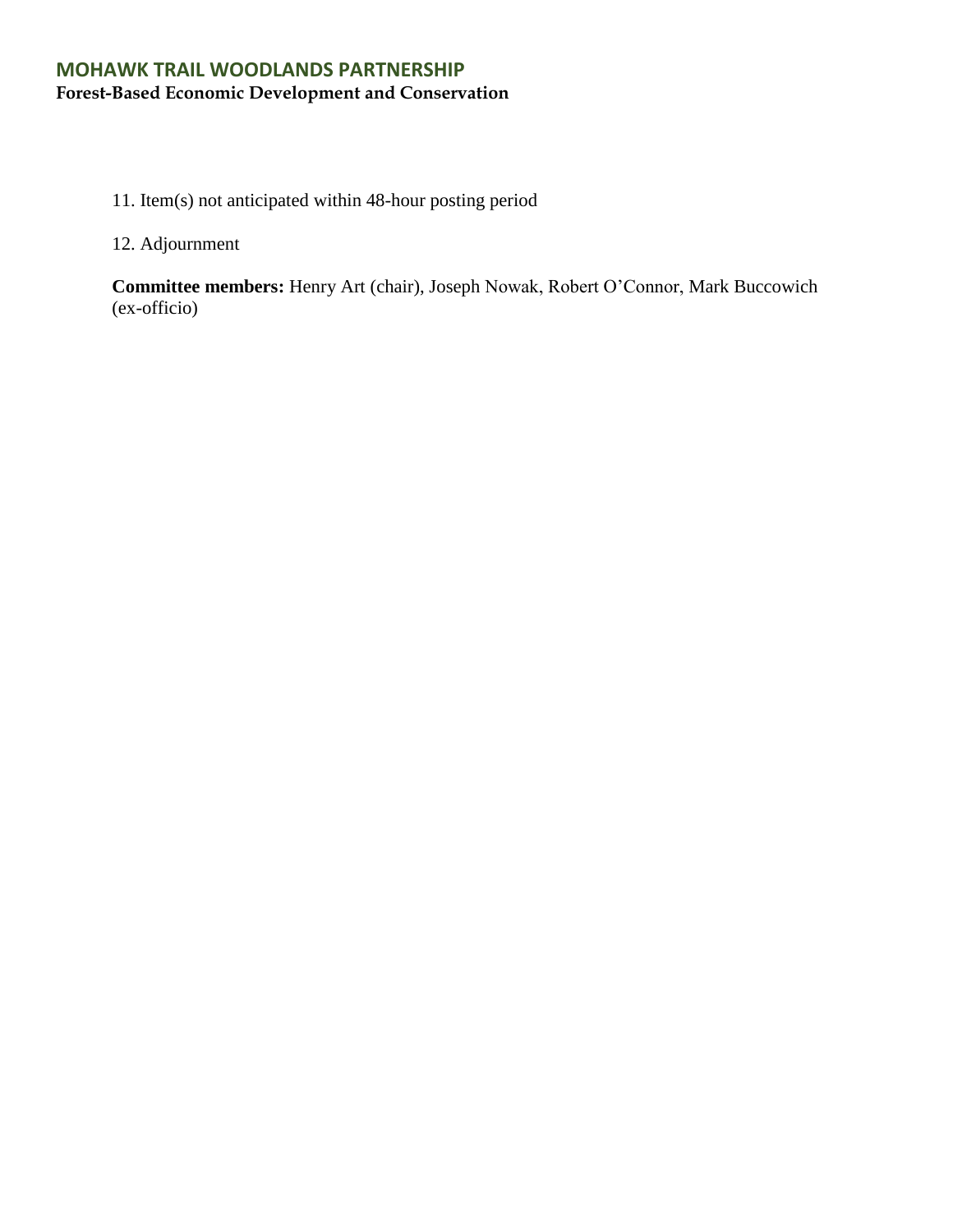11. Item(s) not anticipated within 48-hour posting period

12. Adjournment

**Committee members:** Henry Art (chair), Joseph Nowak, Robert O'Connor, Mark Buccowich (ex-officio)